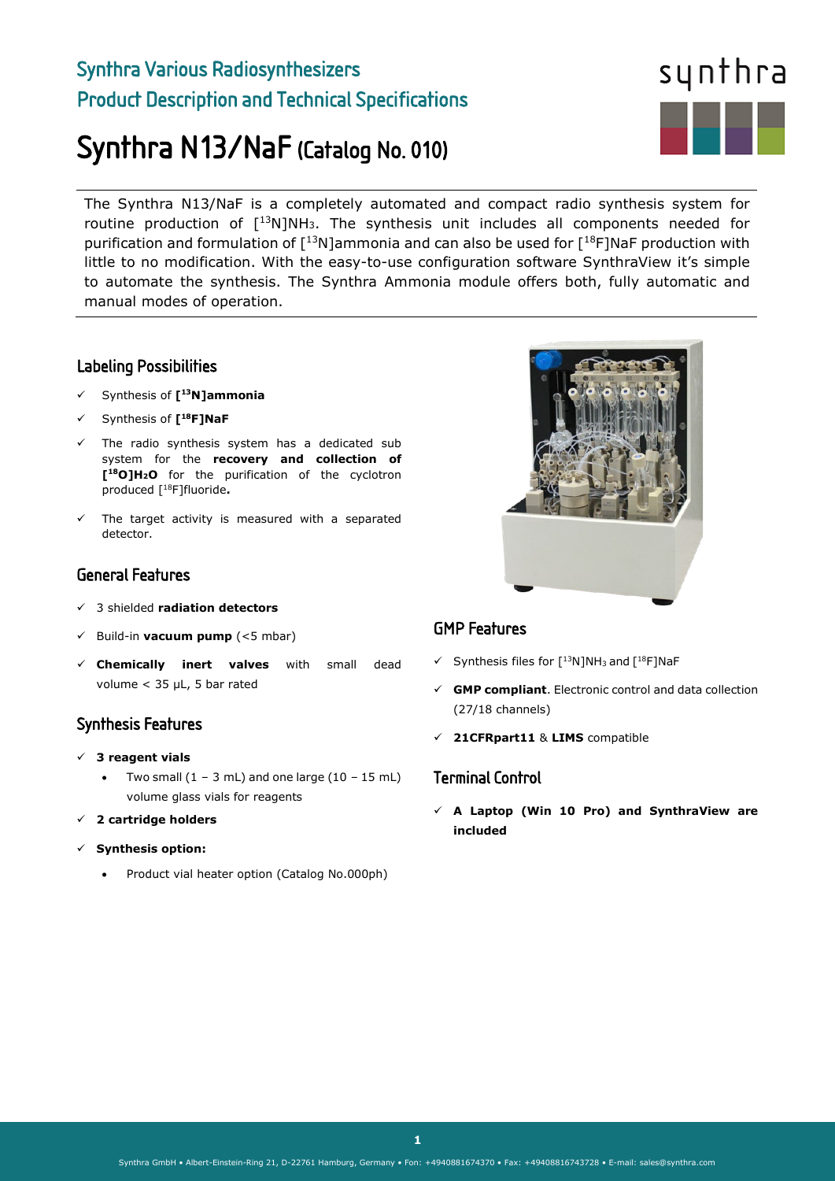## Synthra Various Radiosynthesizers

## Product Description and Technical Specifications

# Synthra N13/NaF (Catalog No. 010)

The Synthra N13/NaF is a completely automated and compact radio synthesis system for routine production of [$^{13}$N]$NH_3$. The synthesis unit includes all components needed for purification and formulation of [$^{13}$N]ammonia and can also be used for [$^{18}$F]NaF production with little to no modification. With the easy-to-use configuration software SynthraView it's simple to automate the synthesis. The Synthra Ammonia module offers both, fully automatic and manual modes of operation.

### Labeling Possibilities

- ✓ Synthesis of **[$^{13}$N]ammonia**
- ✓ Synthesis of **[$^{18}$F]NaF**
- ✓ The radio synthesis system has a dedicated sub system for the **recovery and collection of [$^{18}$O]$H_2O$** for the purification of the cyclotron produced [$^{18}$F]fluoride**.**
- ✓ The target activity is measured with a separated detector.

### General Features

- ✓ 3 shielded **radiation detectors**
- ✓ Build-in **vacuum pump** (<5 mbar)
- ✓ **Chemically inert valves** with small dead volume < 35 µL, 5 bar rated

### Synthesis Features

- ✓ **3 reagent vials**
  - Two small (1 – 3 mL) and one large (10 – 15 mL) volume glass vials for reagents
- ✓ **2 cartridge holders**
- ✓ **Synthesis option:**
  - Product vial heater option (Catalog No.000ph)

### GMP Features

- ✓ Synthesis files for [$^{13}$N]$NH_3$ and [$^{18}$F]NaF
- ✓ **GMP compliant**. Electronic control and data collection (27/18 channels)
- ✓ **21CFRpart11** & **LIMS** compatible

### Terminal Control

- ✓ **A Laptop (Win 10 Pro) and SynthraView are included**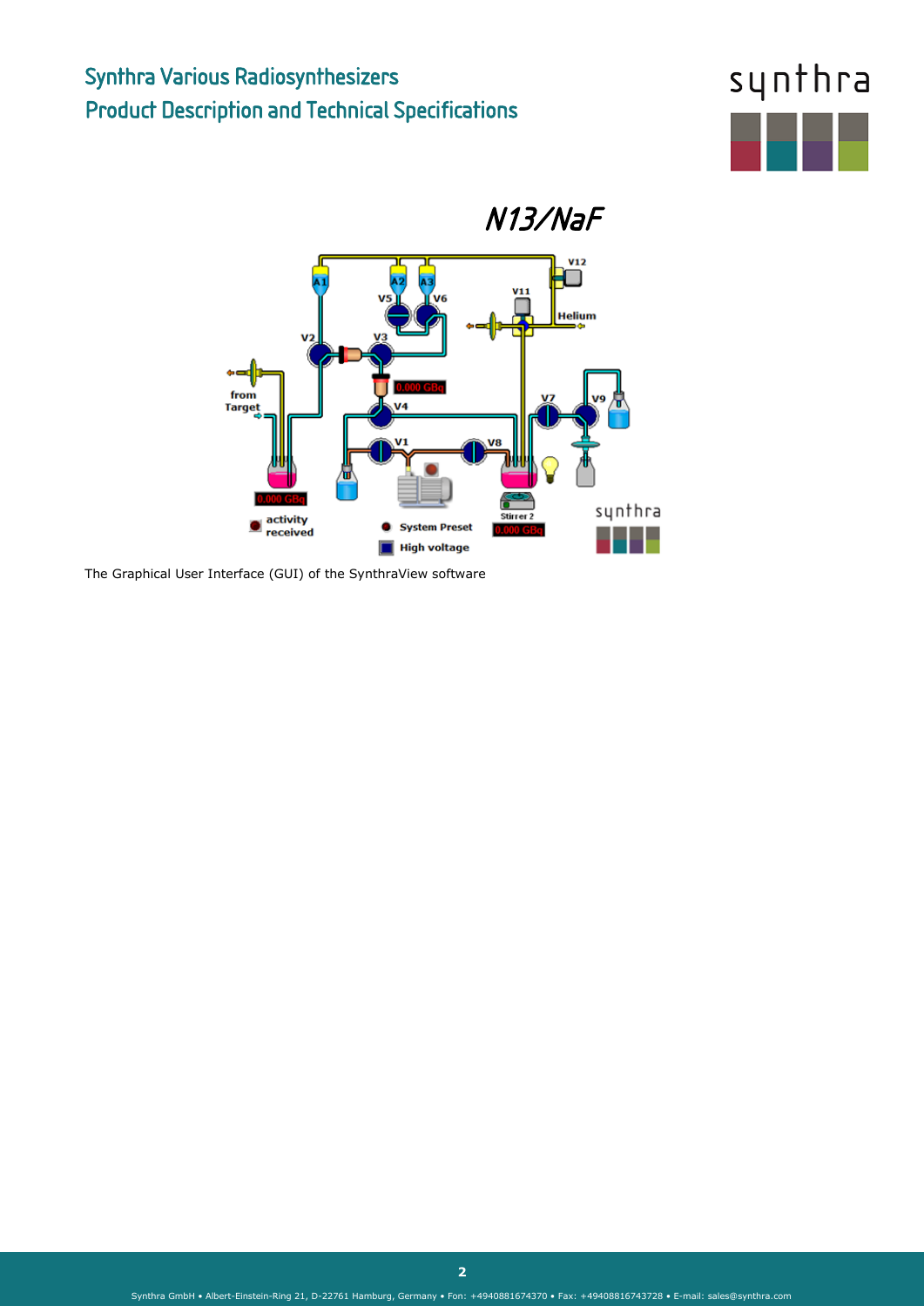# N13/NaF

from
Target

V2
V3
V4
V5
V6
V1
V8
V7
V9
V11
V12
A1
A2
A3
Helium

0.000 GBq
0.000 GBq
0.000 GBq

activity received

System Preset

High voltage

Stirrer 2

synthra

The Graphical User Interface (GUI) of the SynthraView software